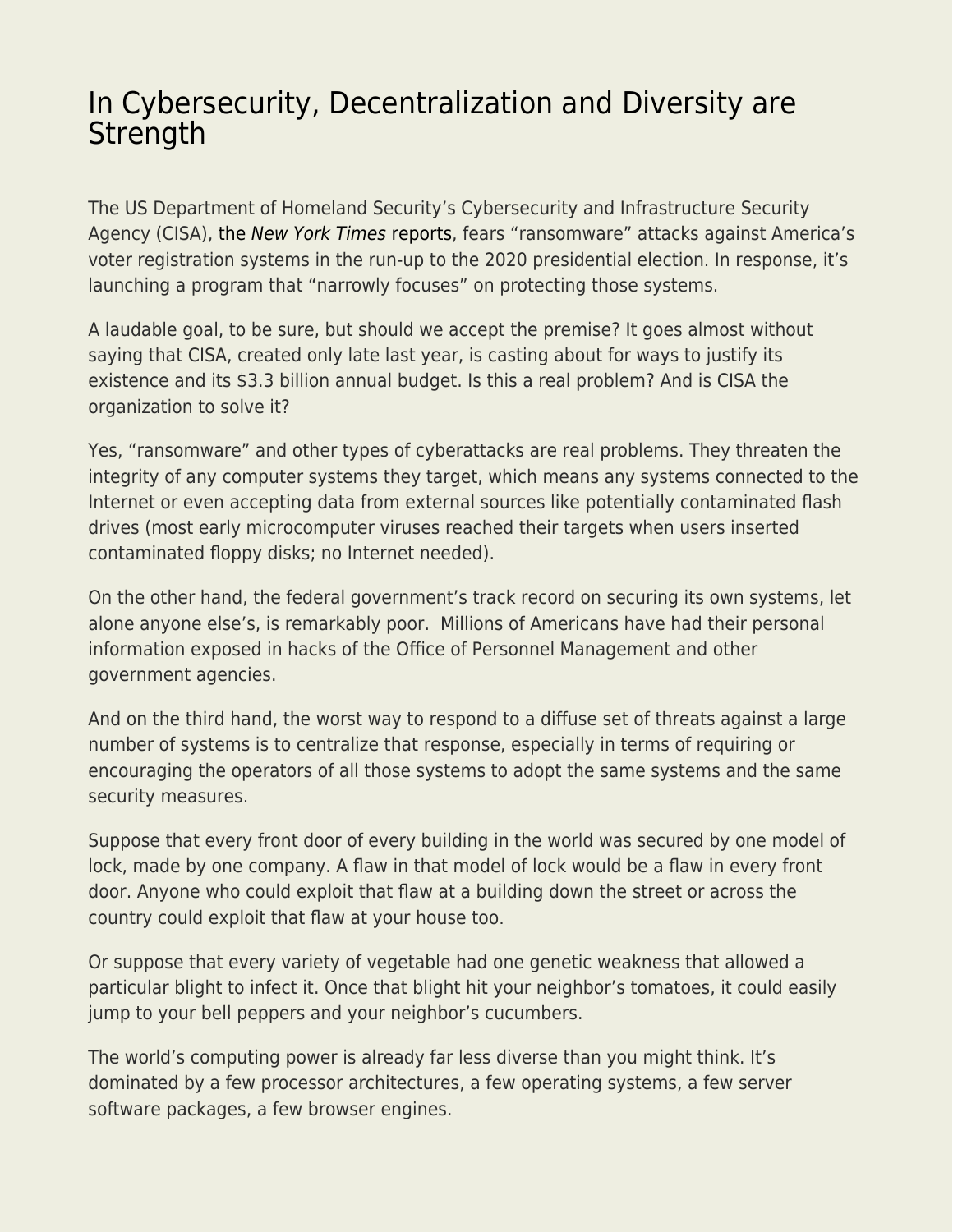# In Cybersecurity, Decentralization and Diversity are Strength

The US Department of Homeland Security's Cybersecurity and Infrastructure Security Agency (CISA), the *New York Times* reports, fears "ransomware" attacks against America's voter registration systems in the run-up to the 2020 presidential election. In response, it's launching a program that "narrowly focuses" on protecting those systems.

A laudable goal, to be sure, but should we accept the premise? It goes almost without saying that CISA, created only late last year, is casting about for ways to justify its existence and its $3.3 billion annual budget. Is this a real problem? And is CISA the organization to solve it?

Yes, "ransomware" and other types of cyberattacks are real problems. They threaten the integrity of any computer systems they target, which means any systems connected to the Internet or even accepting data from external sources like potentially contaminated flash drives (most early microcomputer viruses reached their targets when users inserted contaminated floppy disks; no Internet needed).

On the other hand, the federal government's track record on securing its own systems, let alone anyone else's, is remarkably poor. Millions of Americans have had their personal information exposed in hacks of the Office of Personnel Management and other government agencies.

And on the third hand, the worst way to respond to a diffuse set of threats against a large number of systems is to centralize that response, especially in terms of requiring or encouraging the operators of all those systems to adopt the same systems and the same security measures.

Suppose that every front door of every building in the world was secured by one model of lock, made by one company. A flaw in that model of lock would be a flaw in every front door. Anyone who could exploit that flaw at a building down the street or across the country could exploit that flaw at your house too.

Or suppose that every variety of vegetable had one genetic weakness that allowed a particular blight to infect it. Once that blight hit your neighbor's tomatoes, it could easily jump to your bell peppers and your neighbor's cucumbers.

The world's computing power is already far less diverse than you might think. It's dominated by a few processor architectures, a few operating systems, a few server software packages, a few browser engines.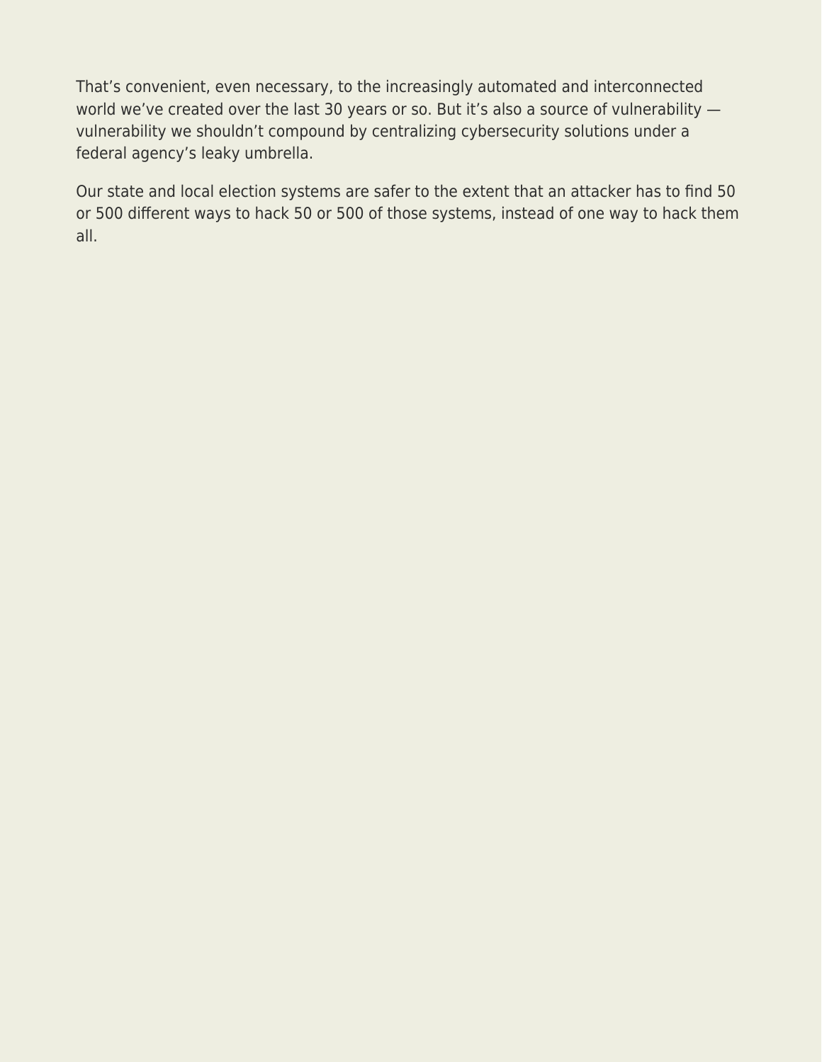That’s convenient, even necessary, to the increasingly automated and interconnected world we’ve created over the last 30 years or so. But it’s also a source of vulnerability — vulnerability we shouldn’t compound by centralizing cybersecurity solutions under a federal agency’s leaky umbrella.

Our state and local election systems are safer to the extent that an attacker has to find 50 or 500 different ways to hack 50 or 500 of those systems, instead of one way to hack them all.